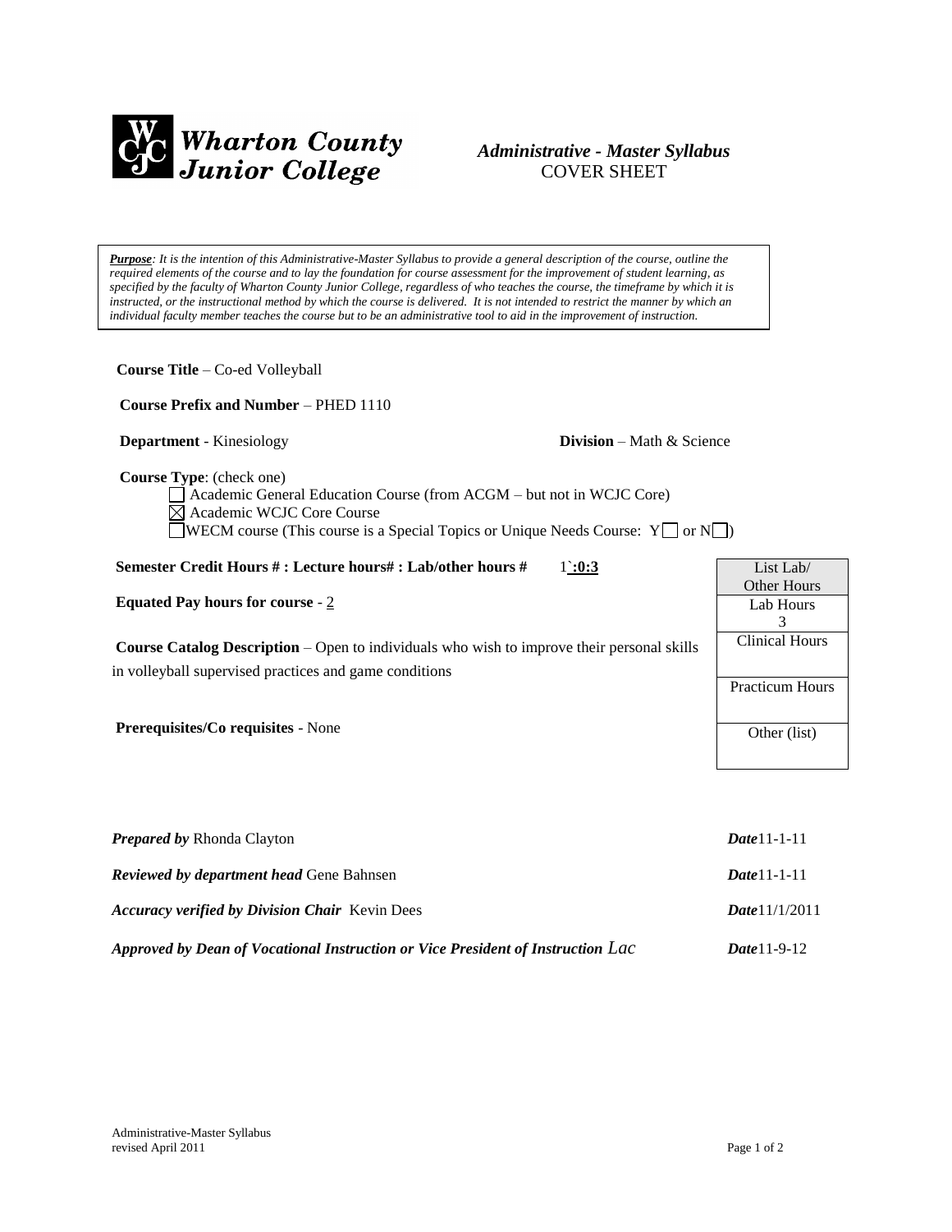**Wharton County Junior College**

# *Administrative - Master Syllabus*
COVER SHEET

> ***Purpose**: It is the intention of this Administrative-Master Syllabus to provide a general description of the course, outline the required elements of the course and to lay the foundation for course assessment for the improvement of student learning, as specified by the faculty of Wharton County Junior College, regardless of who teaches the course, the timeframe by which it is instructed, or the instructional method by which the course is delivered. It is not intended to restrict the manner by which an individual faculty member teaches the course but to be an administrative tool to aid in the improvement of instruction.*

**Course Title** – Co-ed Volleyball

**Course Prefix and Number** – PHED 1110

**Department** - Kinesiology **Division** – Math & Science

**Course Type**: (check one)

- ☐ Academic General Education Course (from ACGM – but not in WCJC Core)
- ☒ Academic WCJC Core Course
- ☐ WECM course (This course is a Special Topics or Unique Needs Course: Y☐ or N☐)

**Semester Credit Hours # : Lecture hours# : Lab/other hours #** 1`:0:3

**Equated Pay hours for course** - 2

**Course Catalog Description** – Open to individuals who wish to improve their personal skills in volleyball supervised practices and game conditions

**Prerequisites/Co requisites** - None

| List Lab/ Other Hours |
|---|
| Lab Hours 3 |
| Clinical Hours |
| Practicum Hours |
| Other (list) |

***Prepared by*** Rhonda Clayton ***Date*** 11-1-11

***Reviewed by department head*** Gene Bahnsen ***Date*** 11-1-11

***Accuracy verified by Division Chair*** Kevin Dees ***Date*** 11/1/2011

***Approved by Dean of Vocational Instruction or Vice President of Instruction*** *Lac* ***Date*** 11-9-12

Administrative-Master Syllabus
revised April 2011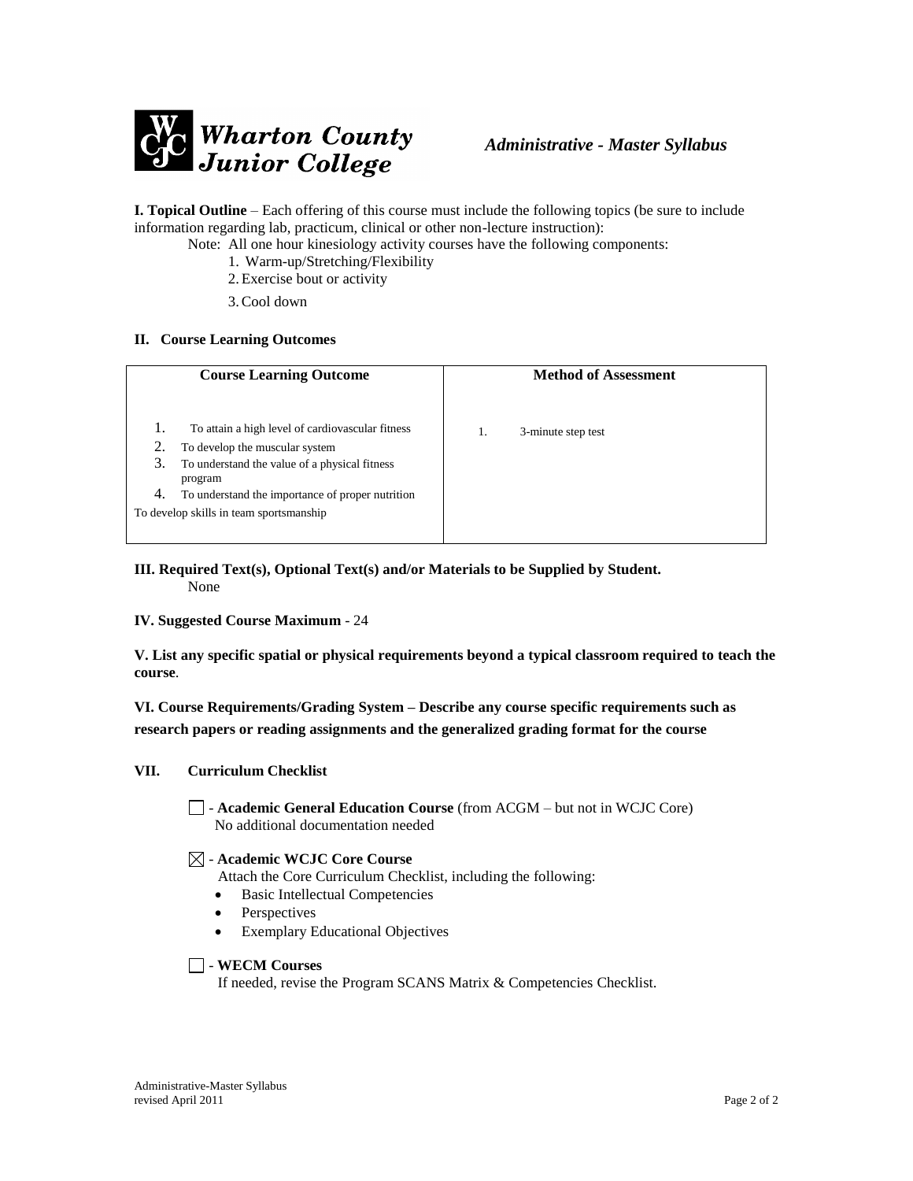**Wharton County Junior College** — *Administrative - Master Syllabus*

**I. Topical Outline** – Each offering of this course must include the following topics (be sure to include information regarding lab, practicum, clinical or other non-lecture instruction):

Note: All one hour kinesiology activity courses have the following components:

1. Warm-up/Stretching/Flexibility
2. Exercise bout or activity
3. Cool down

**II. Course Learning Outcomes**

| Course Learning Outcome | Method of Assessment |
|---|---|
| 1. To attain a high level of cardiovascular fitness<br>2. To develop the muscular system<br>3. To understand the value of a physical fitness program<br>4. To understand the importance of proper nutrition<br>To develop skills in team sportsmanship | 1. 3-minute step test |

**III. Required Text(s), Optional Text(s) and/or Materials to be Supplied by Student.**

None

**IV. Suggested Course Maximum** - 24

**V. List any specific spatial or physical requirements beyond a typical classroom required to teach the course**.

**VI. Course Requirements/Grading System – Describe any course specific requirements such as research papers or reading assignments and the generalized grading format for the course**

**VII. Curriculum Checklist**

☐ - **Academic General Education Course** (from ACGM – but not in WCJC Core)
No additional documentation needed

☒ - **Academic WCJC Core Course**
Attach the Core Curriculum Checklist, including the following:

- Basic Intellectual Competencies
- Perspectives
- Exemplary Educational Objectives

☐ - **WECM Courses**
If needed, revise the Program SCANS Matrix & Competencies Checklist.